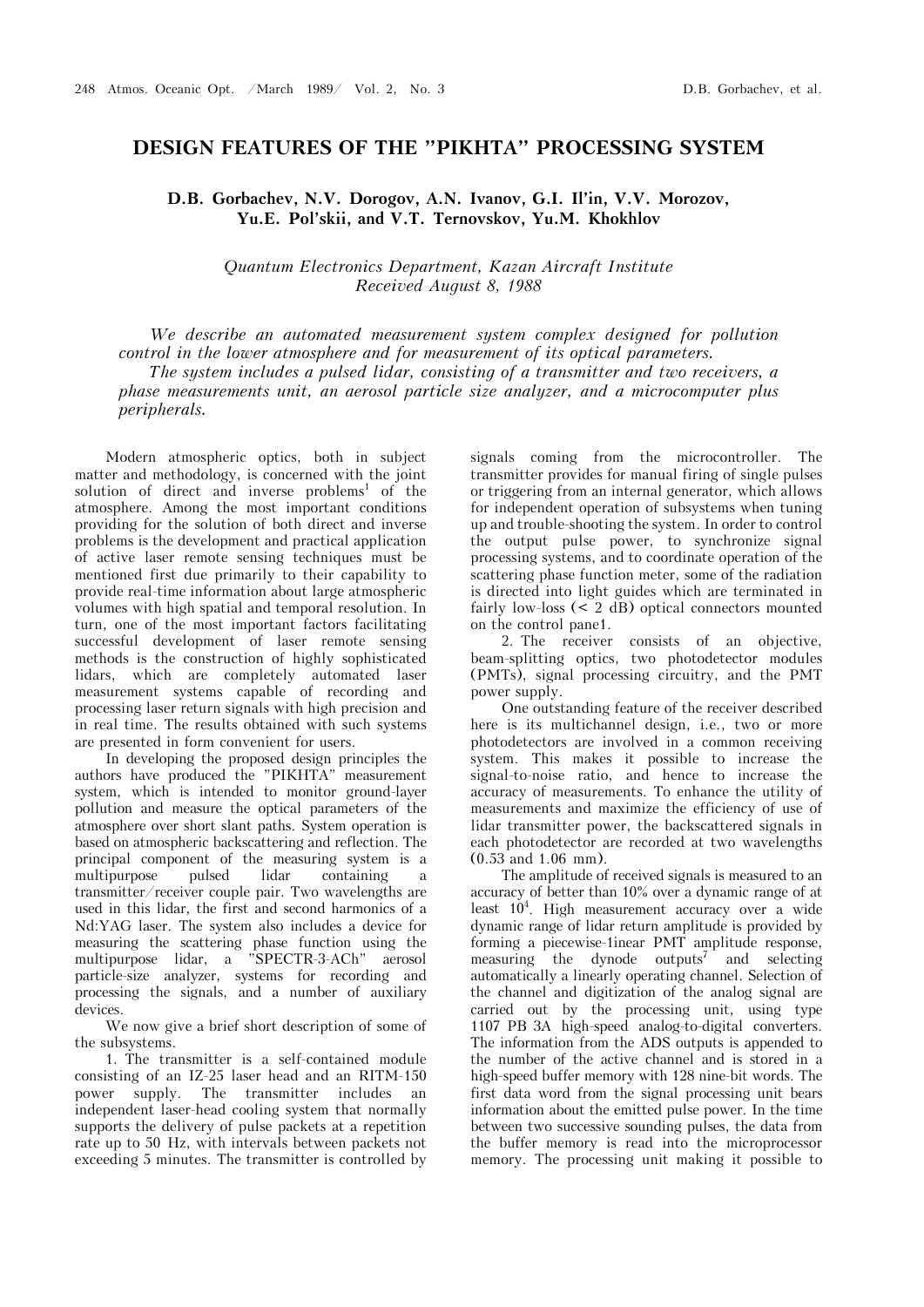# DESIGN FEATURES OF THE "PIKHTA" PROCESSING SYSTEM

**D.B. Gorbachev, N.V. Dorogov, A.N. Ivanov, G.I. Il'in, V.V. Morozov, Yu.E. Pol'skii, and V.T. Ternovskov, Yu.M. Khokhlov**

*Quantum Electronics Department, Kazan Aircraft Institute*
*Received August 8, 1988*

*We describe an automated measurement system complex designed for pollution control in the lower atmosphere and for measurement of its optical parameters.*

*The system includes a pulsed lidar, consisting of a transmitter and two receivers, a phase measurements unit, an aerosol particle size analyzer, and a microcomputer plus peripherals.*

Modern atmospheric optics, both in subject matter and methodology, is concerned with the joint solution of direct and inverse problems[1] of the atmosphere. Among the most important conditions providing for the solution of both direct and inverse problems is the development and practical application of active laser remote sensing techniques must be mentioned first due primarily to their capability to provide real-time information about large atmospheric volumes with high spatial and temporal resolution. In turn, one of the most important factors facilitating successful development of laser remote sensing methods is the construction of highly sophisticated lidars, which are completely automated laser measurement systems capable of recording and processing laser return signals with high precision and in real time. The results obtained with such systems are presented in form convenient for users.

In developing the proposed design principles the authors have produced the "PIKHTA" measurement system, which is intended to monitor ground-layer pollution and measure the optical parameters of the atmosphere over short slant paths. System operation is based on atmospheric backscattering and reflection. The principal component of the measuring system is a multipurpose pulsed lidar containing a transmitter/receiver couple pair. Two wavelengths are used in this lidar, the first and second harmonics of a Nd:YAG laser. The system also includes a device for measuring the scattering phase function using the multipurpose lidar, a "SPECTR-3-ACh" aerosol particle-size analyzer, systems for recording and processing the signals, and a number of auxiliary devices.

We now give a brief short description of some of the subsystems.

1. The transmitter is a self-contained module consisting of an IZ-25 laser head and an RITM-150 power supply. The transmitter includes an independent laser-head cooling system that normally supports the delivery of pulse packets at a repetition rate up to 50 Hz, with intervals between packets not exceeding 5 minutes. The transmitter is controlled by signals coming from the microcontroller. The transmitter provides for manual firing of single pulses or triggering from an internal generator, which allows for independent operation of subsystems when tuning up and trouble-shooting the system. In order to control the output pulse power, to synchronize signal processing systems, and to coordinate operation of the scattering phase function meter, some of the radiation is directed into light guides which are terminated in fairly low-loss (< 2 dB) optical connectors mounted on the control pane1.

2. The receiver consists of an objective, beam-splitting optics, two photodetector modules (PMTs), signal processing circuitry, and the PMT power supply.

One outstanding feature of the receiver described here is its multichannel design, i.e., two or more photodetectors are involved in a common receiving system. This makes it possible to increase the signal-to-noise ratio, and hence to increase the accuracy of measurements. To enhance the utility of measurements and maximize the efficiency of use of lidar transmitter power, the backscattered signals in each photodetector are recorded at two wavelengths (0.53 and 1.06 mm).

The amplitude of received signals is measured to an accuracy of better than 10% over a dynamic range of at least $10^4$. High measurement accuracy over a wide dynamic range of lidar return amplitude is provided by forming a piecewise-1inear PMT amplitude response, measuring the dynode outputs[7] and selecting automatically a linearly operating channel. Selection of the channel and digitization of the analog signal are carried out by the processing unit, using type 1107 PB 3A high-speed analog-to-digital converters. The information from the ADS outputs is appended to the number of the active channel and is stored in a high-speed buffer memory with 128 nine-bit words. The first data word from the signal processing unit bears information about the emitted pulse power. In the time between two successive sounding pulses, the data from the buffer memory is read into the microprocessor memory. The processing unit making it possible to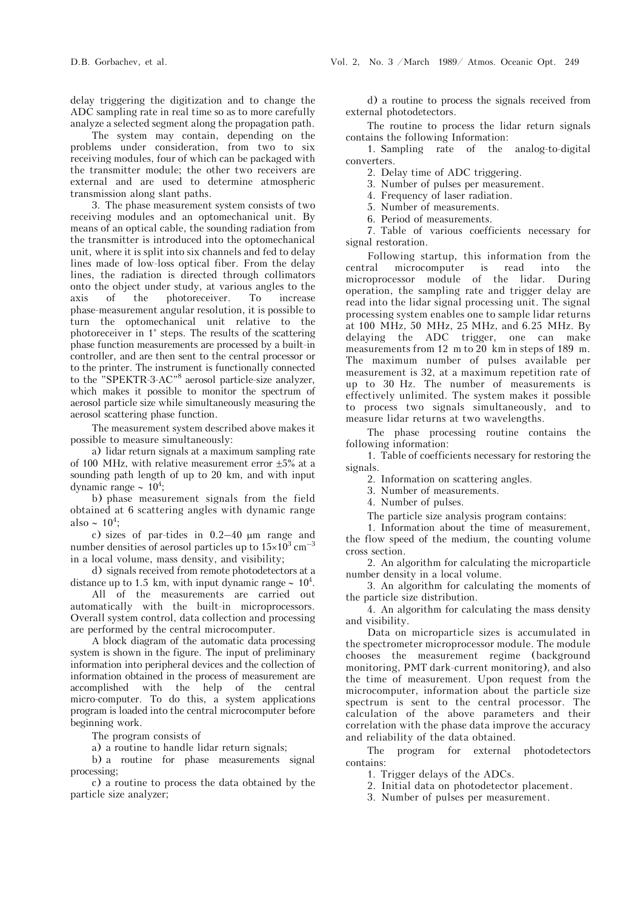delay triggering the digitization and to change the ADC sampling rate in real time so as to more carefully analyze a selected segment along the propagation path.

The system may contain, depending on the problems under consideration, from two to six receiving modules, four of which can be packaged with the transmitter module; the other two receivers are external and are used to determine atmospheric transmission along slant paths.

3. The phase measurement system consists of two receiving modules and an optomechanical unit. By means of an optical cable, the sounding radiation from the transmitter is introduced into the optomechanical unit, where it is split into six channels and fed to delay lines made of low-loss optical fiber. From the delay lines, the radiation is directed through collimators onto the object under study, at various angles to the axis of the photoreceiver. To increase phase-measurement angular resolution, it is possible to turn the optomechanical unit relative to the photoreceiver in 1° steps. The results of the scattering phase function measurements are processed by a built-in controller, and are then sent to the central processor or to the printer. The instrument is functionally connected to the "SPEKTR-3-AC"[8] aerosol particle-size analyzer, which makes it possible to monitor the spectrum of aerosol particle size while simultaneously measuring the aerosol scattering phase function.

The measurement system described above makes it possible to measure simultaneously:

a) lidar return signals at a maximum sampling rate of 100 MHz, with relative measurement error ±5% at a sounding path length of up to 20 km, and with input dynamic range ~ $10^4$;

b) phase measurement signals from the field obtained at 6 scattering angles with dynamic range also ~ $10^4$;

c) sizes of par-tides in 0.2–40 μm range and number densities of aerosol particles up to $15 \times 10^3$ cm$^{-3}$ in a local volume, mass density, and visibility;

d) signals received from remote photodetectors at a distance up to 1.5 km, with input dynamic range ~ $10^4$.

All of the measurements are carried out automatically with the built-in microprocessors. Overall system control, data collection and processing are performed by the central microcomputer.

A block diagram of the automatic data processing system is shown in the figure. The input of preliminary information into peripheral devices and the collection of information obtained in the process of measurement are accomplished with the help of the central micro-computer. To do this, a system applications program is loaded into the central microcomputer before beginning work.

The program consists of

a) a routine to handle lidar return signals;

b) a routine for phase measurements signal processing;

c) a routine to process the data obtained by the particle size analyzer;

d) a routine to process the signals received from external photodetectors.

The routine to process the lidar return signals contains the following Information:

1. Sampling rate of the analog-to-digital converters.
2. Delay time of ADC triggering.
3. Number of pulses per measurement.
4. Frequency of laser radiation.
5. Number of measurements.
6. Period of measurements.
7. Table of various coefficients necessary for signal restoration.

Following startup, this information from the central microcomputer is read into the microprocessor module of the lidar. During operation, the sampling rate and trigger delay are read into the lidar signal processing unit. The signal processing system enables one to sample lidar returns at 100 MHz, 50 MHz, 25 MHz, and 6.25 MHz. By delaying the ADC trigger, one can make measurements from 12 m to 20 km in steps of 189 m. The maximum number of pulses available per measurement is 32, at a maximum repetition rate of up to 30 Hz. The number of measurements is effectively unlimited. The system makes it possible to process two signals simultaneously, and to measure lidar returns at two wavelengths.

The phase processing routine contains the following information:

1. Table of coefficients necessary for restoring the signals.
2. Information on scattering angles.
3. Number of measurements.
4. Number of pulses.

The particle size analysis program contains:

1. Information about the time of measurement, the flow speed of the medium, the counting volume cross section.
2. An algorithm for calculating the microparticle number density in a local volume.
3. An algorithm for calculating the moments of the particle size distribution.
4. An algorithm for calculating the mass density and visibility.

Data on microparticle sizes is accumulated in the spectrometer microprocessor module. The module chooses the measurement regime (background monitoring, PMT dark-current monitoring), and also the time of measurement. Upon request from the microcomputer, information about the particle size spectrum is sent to the central processor. The calculation of the above parameters and their correlation with the phase data improve the accuracy and reliability of the data obtained.

The program for external photodetectors contains:

1. Trigger delays of the ADCs.
2. Initial data on photodetector placement.
3. Number of pulses per measurement.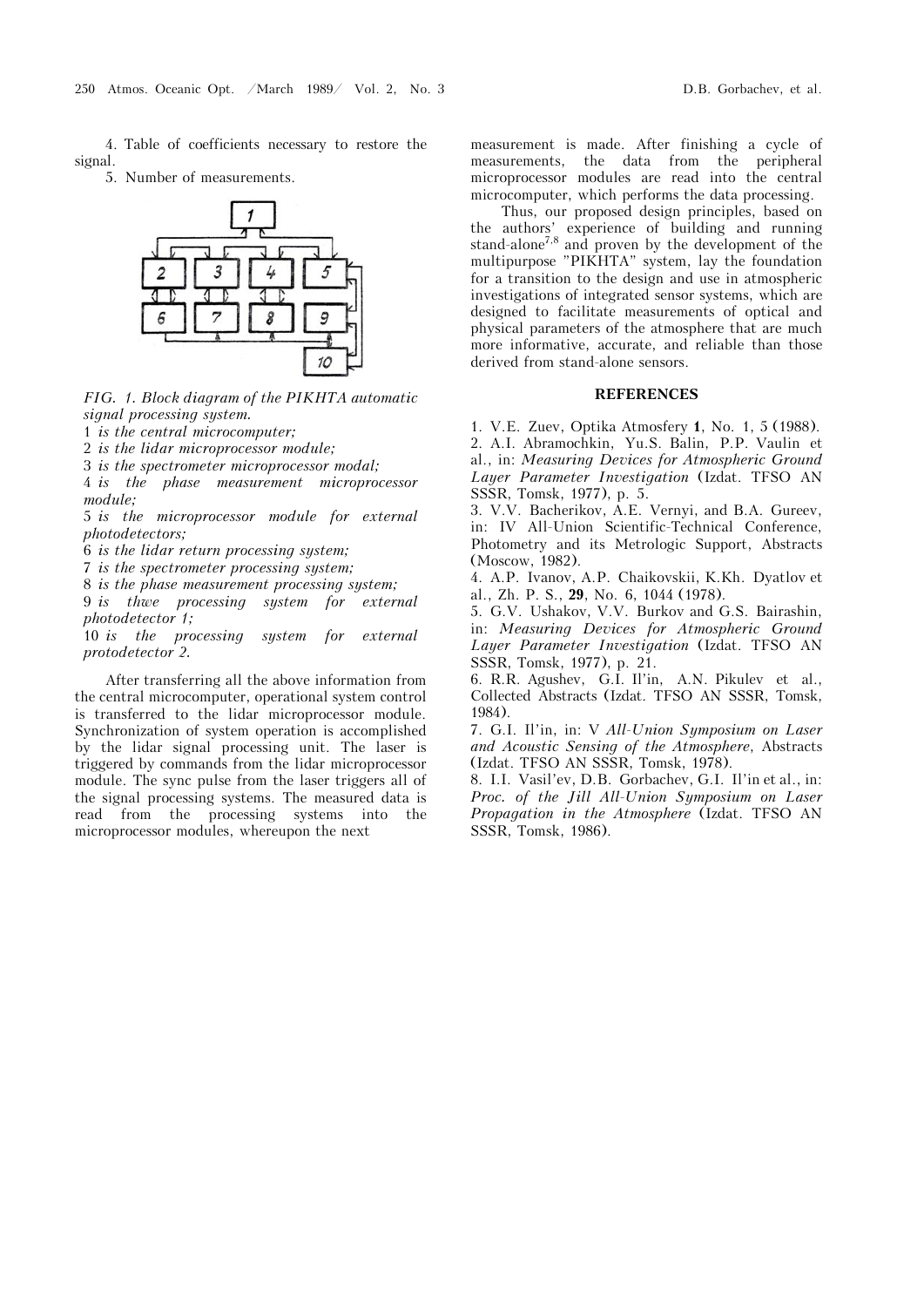4. Table of coefficients necessary to restore the signal.

5. Number of measurements.

1

2 3 4 5

6 7 8 9

10

*FIG. 1. Block diagram of the PIKHTA automatic signal processing system.*

1 *is the central microcomputer;*

2 *is the lidar microprocessor module;*

3 *is the spectrometer microprocessor modal;*

4 *is the phase measurement microprocessor module;*

5 *is the microprocessor module for external photodetectors;*

6 *is the lidar return processing system;*

7 *is the spectrometer processing system;*

8 *is the phase measurement processing system;*

9 *is thwe processing system for external photodetector 1;*

10 *is the processing system for external protodetector 2.*

After transferring all the above information from the central microcomputer, operational system control is transferred to the lidar microprocessor module. Synchronization of system operation is accomplished by the lidar signal processing unit. The laser is triggered by commands from the lidar microprocessor module. The sync pulse from the laser triggers all of the signal processing systems. The measured data is read from the processing systems into the microprocessor modules, whereupon the next measurement is made. After finishing a cycle of measurements, the data from the peripheral microprocessor modules are read into the central microcomputer, which performs the data processing.

Thus, our proposed design principles, based on the authors' experience of building and running stand-alone[7,8] and proven by the development of the multipurpose "PIKHTA" system, lay the foundation for a transition to the design and use in atmospheric investigations of integrated sensor systems, which are designed to facilitate measurements of optical and physical parameters of the atmosphere that are much more informative, accurate, and reliable than those derived from stand-alone sensors.

## REFERENCES

1. V.E. Zuev, Optika Atmosfery **1**, No. 1, 5 (1988).
2. A.I. Abramochkin, Yu.S. Balin, P.P. Vaulin et al., in: *Measuring Devices for Atmospheric Ground Layer Parameter Investigation* (Izdat. TFSO AN SSSR, Tomsk, 1977), p. 5.
3. V.V. Bacherikov, A.E. Vernyi, and B.A. Gureev, in: IV All-Union Scientific-Technical Conference, Photometry and its Metrologic Support, Abstracts (Moscow, 1982).
4. A.P. Ivanov, A.P. Chaikovskii, K.Kh. Dyatlov et al., Zh. P. S., **29**, No. 6, 1044 (1978).
5. G.V. Ushakov, V.V. Burkov and G.S. Bairashin, in: *Measuring Devices for Atmospheric Ground Layer Parameter Investigation* (Izdat. TFSO AN SSSR, Tomsk, 1977), p. 21.
6. R.R. Agushev, G.I. Il'in, A.N. Pikulev et al., Collected Abstracts (Izdat. TFSO AN SSSR, Tomsk, 1984).
7. G.I. Il'in, in: V *All-Union Symposium on Laser and Acoustic Sensing of the Atmosphere*, Abstracts (Izdat. TFSO AN SSSR, Tomsk, 1978).
8. I.I. Vasil'ev, D.B. Gorbachev, G.I. Il'in et al., in: *Proc. of the Jill All-Union Symposium on Laser Propagation in the Atmosphere* (Izdat. TFSO AN SSSR, Tomsk, 1986).